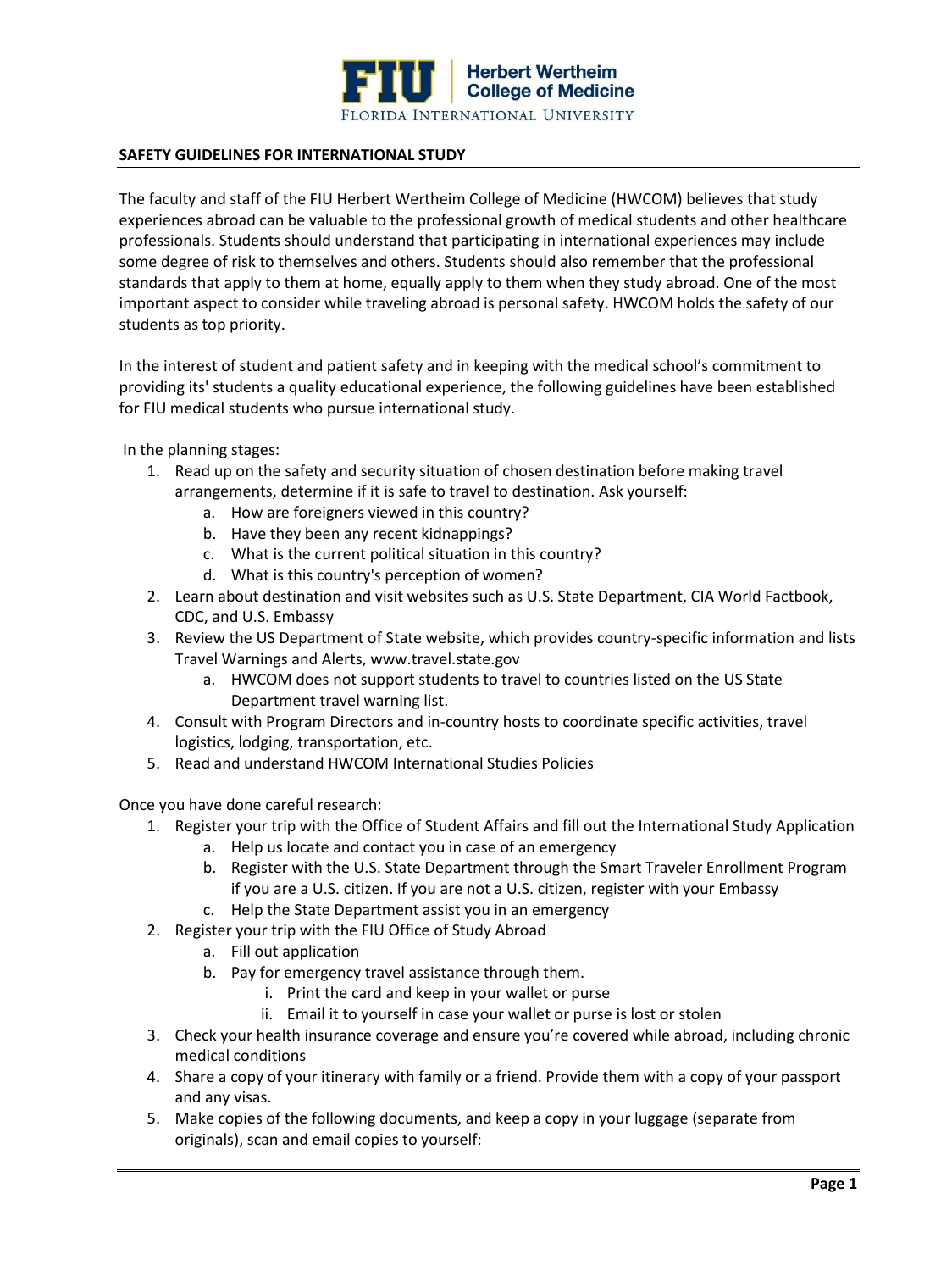FIU | Herbert Wertheim College of Medicine
FLORIDA INTERNATIONAL UNIVERSITY

## SAFETY GUIDELINES FOR INTERNATIONAL STUDY

The faculty and staff of the FIU Herbert Wertheim College of Medicine (HWCOM) believes that study experiences abroad can be valuable to the professional growth of medical students and other healthcare professionals. Students should understand that participating in international experiences may include some degree of risk to themselves and others. Students should also remember that the professional standards that apply to them at home, equally apply to them when they study abroad. One of the most important aspect to consider while traveling abroad is personal safety. HWCOM holds the safety of our students as top priority.

In the interest of student and patient safety and in keeping with the medical school's commitment to providing its' students a quality educational experience, the following guidelines have been established for FIU medical students who pursue international study.

In the planning stages:

1. Read up on the safety and security situation of chosen destination before making travel arrangements, determine if it is safe to travel to destination. Ask yourself:
   a. How are foreigners viewed in this country?
   b. Have they been any recent kidnappings?
   c. What is the current political situation in this country?
   d. What is this country's perception of women?
2. Learn about destination and visit websites such as U.S. State Department, CIA World Factbook, CDC, and U.S. Embassy
3. Review the US Department of State website, which provides country-specific information and lists Travel Warnings and Alerts, www.travel.state.gov
   a. HWCOM does not support students to travel to countries listed on the US State Department travel warning list.
4. Consult with Program Directors and in-country hosts to coordinate specific activities, travel logistics, lodging, transportation, etc.
5. Read and understand HWCOM International Studies Policies

Once you have done careful research:

1. Register your trip with the Office of Student Affairs and fill out the International Study Application
   a. Help us locate and contact you in case of an emergency
   b. Register with the U.S. State Department through the Smart Traveler Enrollment Program if you are a U.S. citizen. If you are not a U.S. citizen, register with your Embassy
   c. Help the State Department assist you in an emergency
2. Register your trip with the FIU Office of Study Abroad
   a. Fill out application
   b. Pay for emergency travel assistance through them.
      i. Print the card and keep in your wallet or purse
      ii. Email it to yourself in case your wallet or purse is lost or stolen
3. Check your health insurance coverage and ensure you're covered while abroad, including chronic medical conditions
4. Share a copy of your itinerary with family or a friend. Provide them with a copy of your passport and any visas.
5. Make copies of the following documents, and keep a copy in your luggage (separate from originals), scan and email copies to yourself: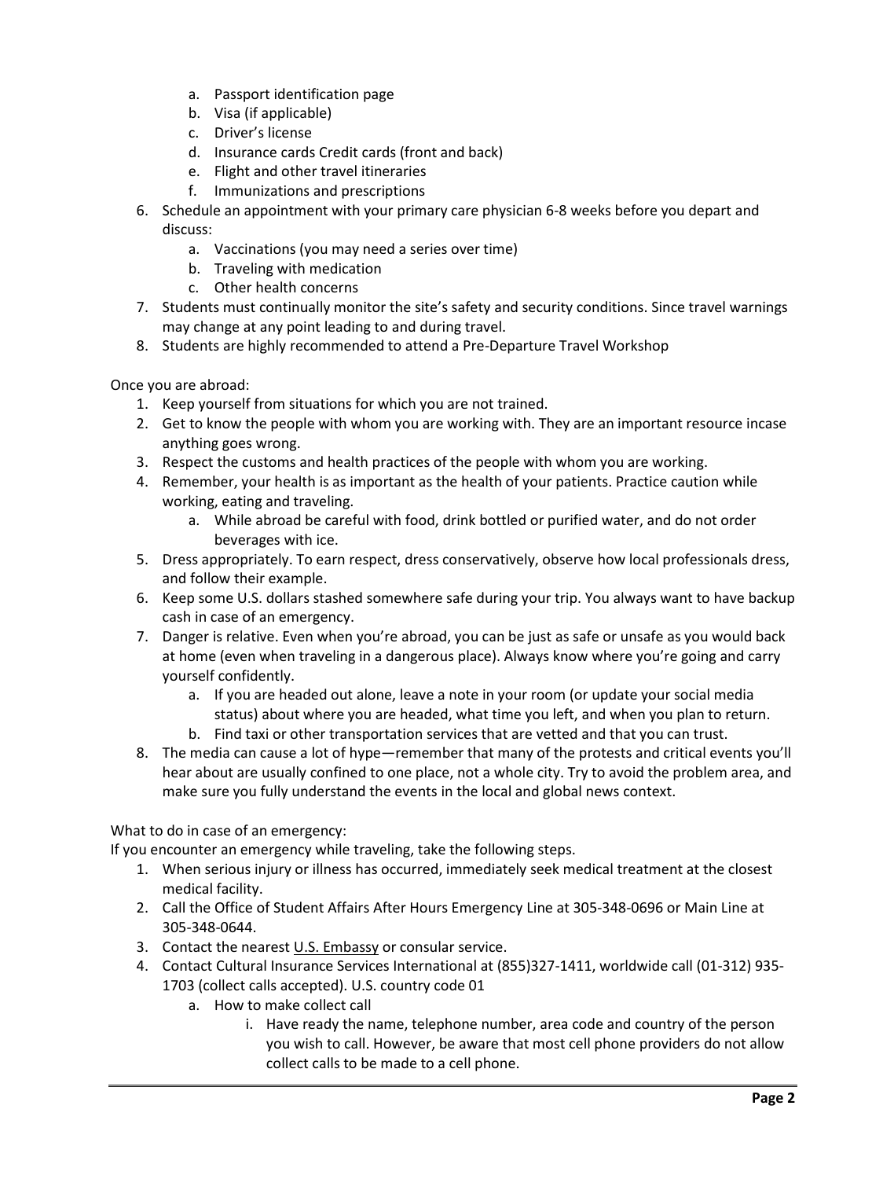a. Passport identification page
   b. Visa (if applicable)
   c. Driver's license
   d. Insurance cards Credit cards (front and back)
   e. Flight and other travel itineraries
   f. Immunizations and prescriptions
6. Schedule an appointment with your primary care physician 6-8 weeks before you depart and discuss:
   a. Vaccinations (you may need a series over time)
   b. Traveling with medication
   c. Other health concerns
7. Students must continually monitor the site's safety and security conditions. Since travel warnings may change at any point leading to and during travel.
8. Students are highly recommended to attend a Pre-Departure Travel Workshop

Once you are abroad:

1. Keep yourself from situations for which you are not trained.
2. Get to know the people with whom you are working with. They are an important resource incase anything goes wrong.
3. Respect the customs and health practices of the people with whom you are working.
4. Remember, your health is as important as the health of your patients. Practice caution while working, eating and traveling.
   a. While abroad be careful with food, drink bottled or purified water, and do not order beverages with ice.
5. Dress appropriately. To earn respect, dress conservatively, observe how local professionals dress, and follow their example.
6. Keep some U.S. dollars stashed somewhere safe during your trip. You always want to have backup cash in case of an emergency.
7. Danger is relative. Even when you're abroad, you can be just as safe or unsafe as you would back at home (even when traveling in a dangerous place). Always know where you're going and carry yourself confidently.
   a. If you are headed out alone, leave a note in your room (or update your social media status) about where you are headed, what time you left, and when you plan to return.
   b. Find taxi or other transportation services that are vetted and that you can trust.
8. The media can cause a lot of hype—remember that many of the protests and critical events you'll hear about are usually confined to one place, not a whole city. Try to avoid the problem area, and make sure you fully understand the events in the local and global news context.

What to do in case of an emergency:

If you encounter an emergency while traveling, take the following steps.

1. When serious injury or illness has occurred, immediately seek medical treatment at the closest medical facility.
2. Call the Office of Student Affairs After Hours Emergency Line at 305-348-0696 or Main Line at 305-348-0644.
3. Contact the nearest U.S. Embassy or consular service.
4. Contact Cultural Insurance Services International at (855)327-1411, worldwide call (01-312) 935-1703 (collect calls accepted). U.S. country code 01
   a. How to make collect call
      i. Have ready the name, telephone number, area code and country of the person you wish to call. However, be aware that most cell phone providers do not allow collect calls to be made to a cell phone.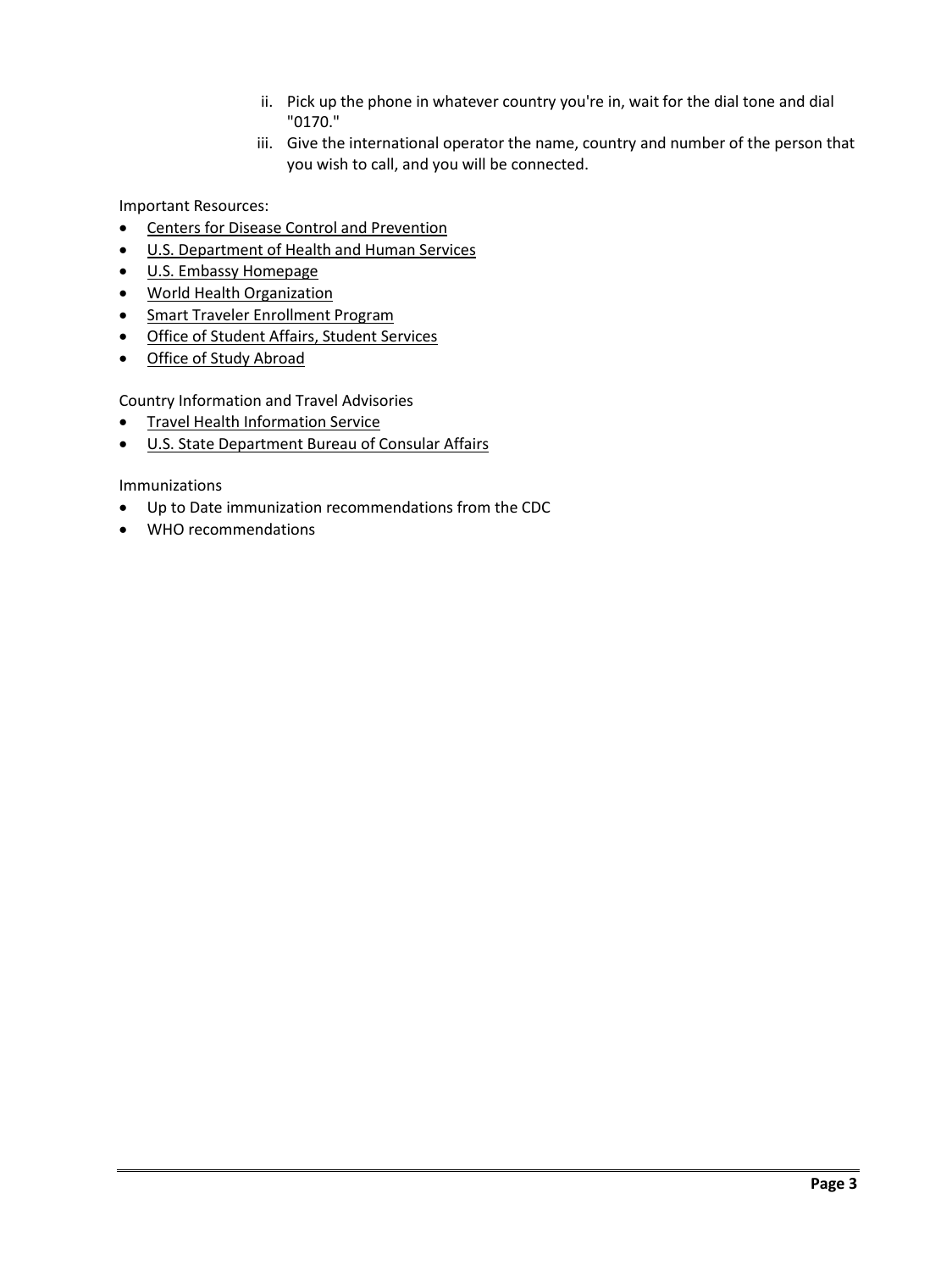ii. Pick up the phone in whatever country you're in, wait for the dial tone and dial "0170."

iii. Give the international operator the name, country and number of the person that you wish to call, and you will be connected.

Important Resources:

- Centers for Disease Control and Prevention
- U.S. Department of Health and Human Services
- U.S. Embassy Homepage
- World Health Organization
- Smart Traveler Enrollment Program
- Office of Student Affairs, Student Services
- Office of Study Abroad

Country Information and Travel Advisories

- Travel Health Information Service
- U.S. State Department Bureau of Consular Affairs

Immunizations

- Up to Date immunization recommendations from the CDC
- WHO recommendations